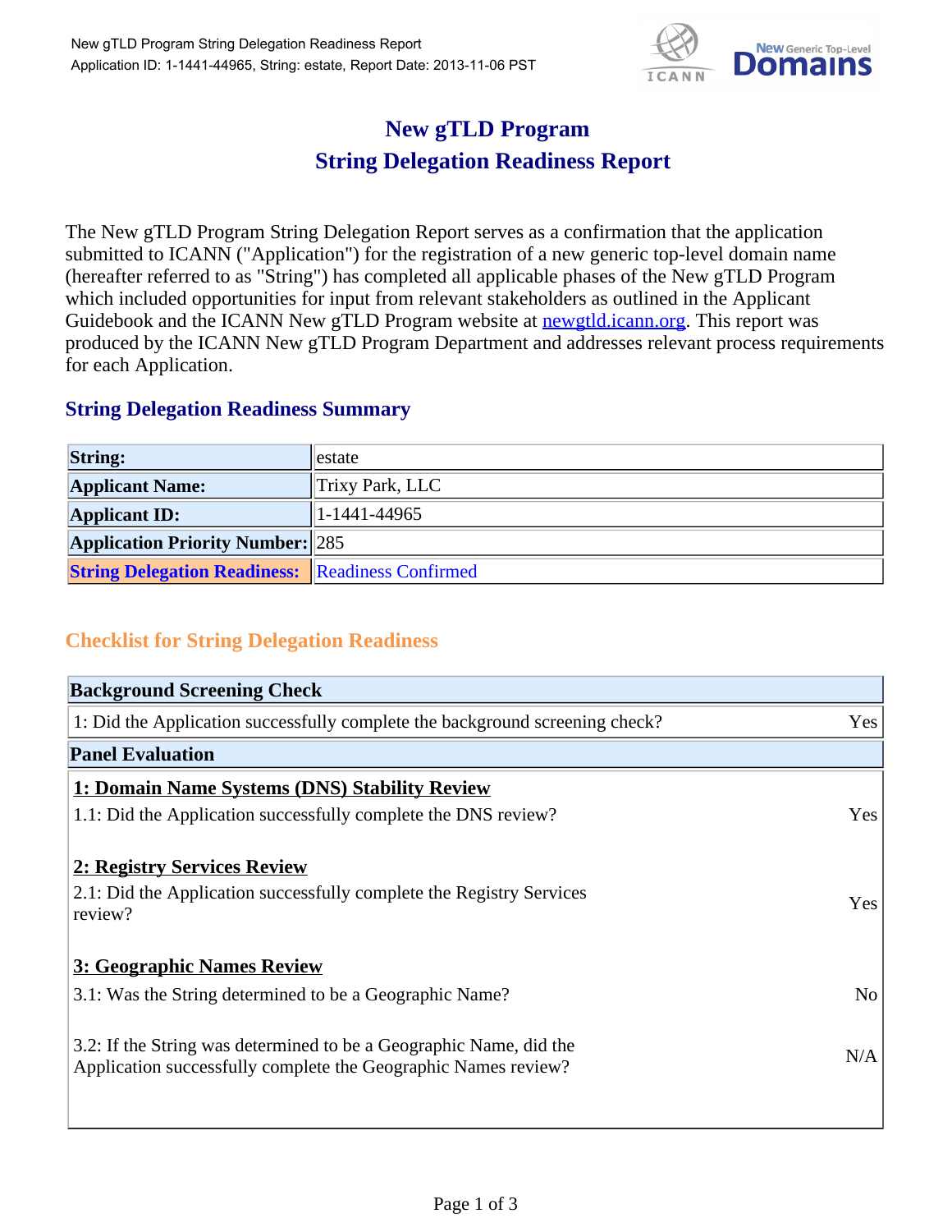# New gTLD Program
# String Delegation Readiness Report

The New gTLD Program String Delegation Report serves as a confirmation that the application submitted to ICANN ("Application") for the registration of a new generic top-level domain name (hereafter referred to as "String") has completed all applicable phases of the New gTLD Program which included opportunities for input from relevant stakeholders as outlined in the Applicant Guidebook and the ICANN New gTLD Program website at newgtld.icann.org. This report was produced by the ICANN New gTLD Program Department and addresses relevant process requirements for each Application.

## String Delegation Readiness Summary

| | |
|---|---|
| **String:** | estate |
| **Applicant Name:** | Trixy Park, LLC |
| **Applicant ID:** | 1-1441-44965 |
| **Application Priority Number:** | 285 |
| **String Delegation Readiness:** | Readiness Confirmed |

## Checklist for String Delegation Readiness

| **Background Screening Check** | |
|---|---|
| 1: Did the Application successfully complete the background screening check? | Yes |
| **Panel Evaluation** | |
| **1: Domain Name Systems (DNS) Stability Review** | |
| 1.1: Did the Application successfully complete the DNS review? | Yes |
| **2: Registry Services Review** | |
| 2.1: Did the Application successfully complete the Registry Services review? | Yes |
| **3: Geographic Names Review** | |
| 3.1: Was the String determined to be a Geographic Name? | No |
| 3.2: If the String was determined to be a Geographic Name, did the Application successfully complete the Geographic Names review? | N/A |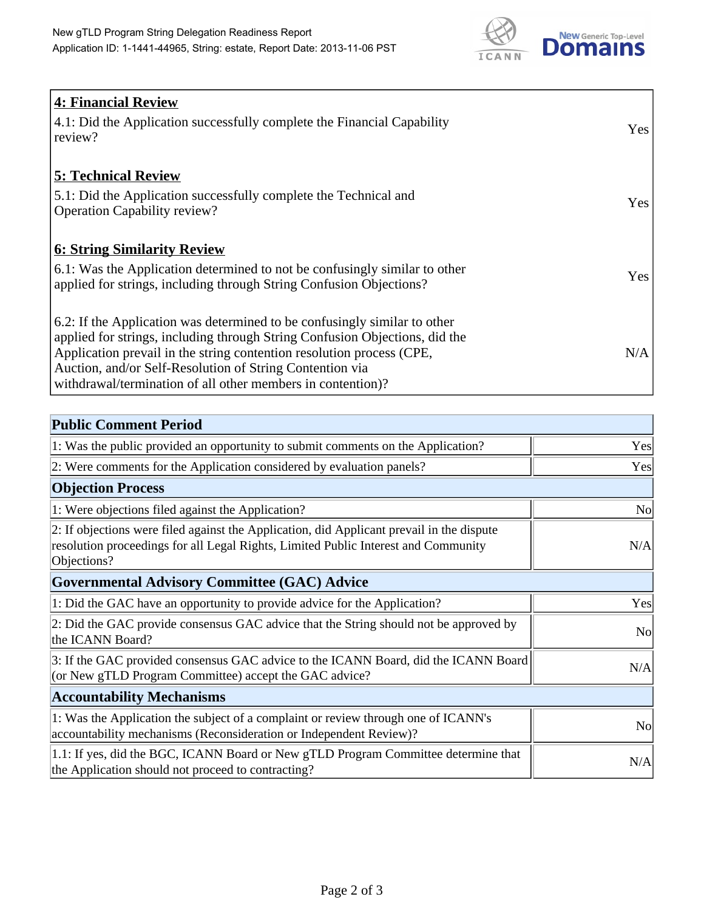| **4: Financial Review** | |
|---|---|
| 4.1: Did the Application successfully complete the Financial Capability review? | Yes |
| **5: Technical Review** | |
| 5.1: Did the Application successfully complete the Technical and Operation Capability review? | Yes |
| **6: String Similarity Review** | |
| 6.1: Was the Application determined to not be confusingly similar to other applied for strings, including through String Confusion Objections? | Yes |
| 6.2: If the Application was determined to be confusingly similar to other applied for strings, including through String Confusion Objections, did the Application prevail in the string contention resolution process (CPE, Auction, and/or Self-Resolution of String Contention via withdrawal/termination of all other members in contention)? | N/A |

| **Public Comment Period** | |
|---|---|
| 1: Was the public provided an opportunity to submit comments on the Application? | Yes |
| 2: Were comments for the Application considered by evaluation panels? | Yes |
| **Objection Process** | |
| 1: Were objections filed against the Application? | No |
| 2: If objections were filed against the Application, did Applicant prevail in the dispute resolution proceedings for all Legal Rights, Limited Public Interest and Community Objections? | N/A |
| **Governmental Advisory Committee (GAC) Advice** | |
| 1: Did the GAC have an opportunity to provide advice for the Application? | Yes |
| 2: Did the GAC provide consensus GAC advice that the String should not be approved by the ICANN Board? | No |
| 3: If the GAC provided consensus GAC advice to the ICANN Board, did the ICANN Board (or New gTLD Program Committee) accept the GAC advice? | N/A |
| **Accountability Mechanisms** | |
| 1: Was the Application the subject of a complaint or review through one of ICANN's accountability mechanisms (Reconsideration or Independent Review)? | No |
| 1.1: If yes, did the BGC, ICANN Board or New gTLD Program Committee determine that the Application should not proceed to contracting? | N/A |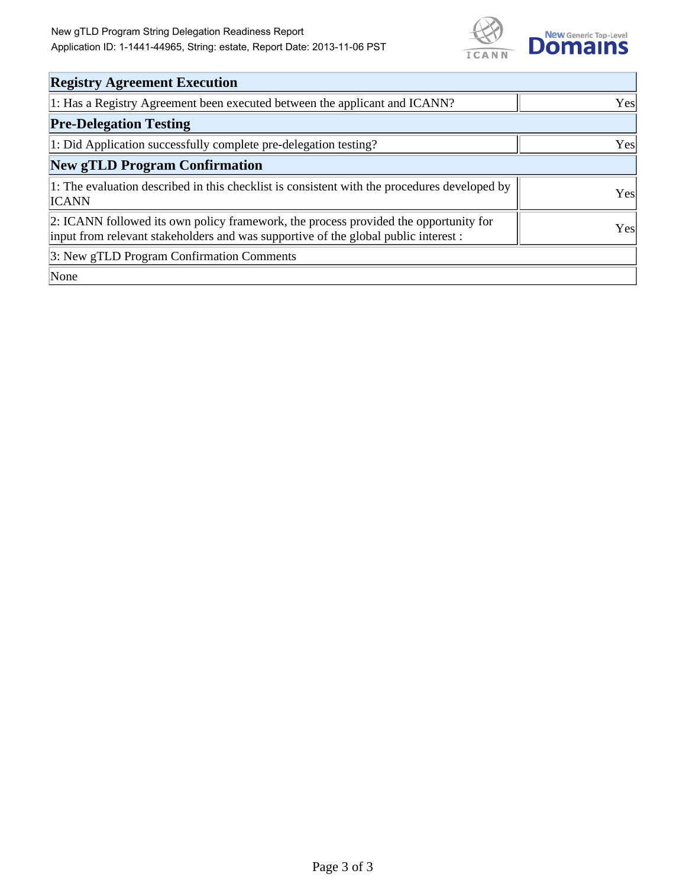## Registry Agreement Execution

| | |
|---|---|
| 1: Has a Registry Agreement been executed between the applicant and ICANN? | Yes |

## Pre-Delegation Testing

| | |
|---|---|
| 1: Did Application successfully complete pre-delegation testing? | Yes |

## New gTLD Program Confirmation

| | |
|---|---|
| 1: The evaluation described in this checklist is consistent with the procedures developed by ICANN | Yes |
| 2: ICANN followed its own policy framework, the process provided the opportunity for input from relevant stakeholders and was supportive of the global public interest : | Yes |

3: New gTLD Program Confirmation Comments

None